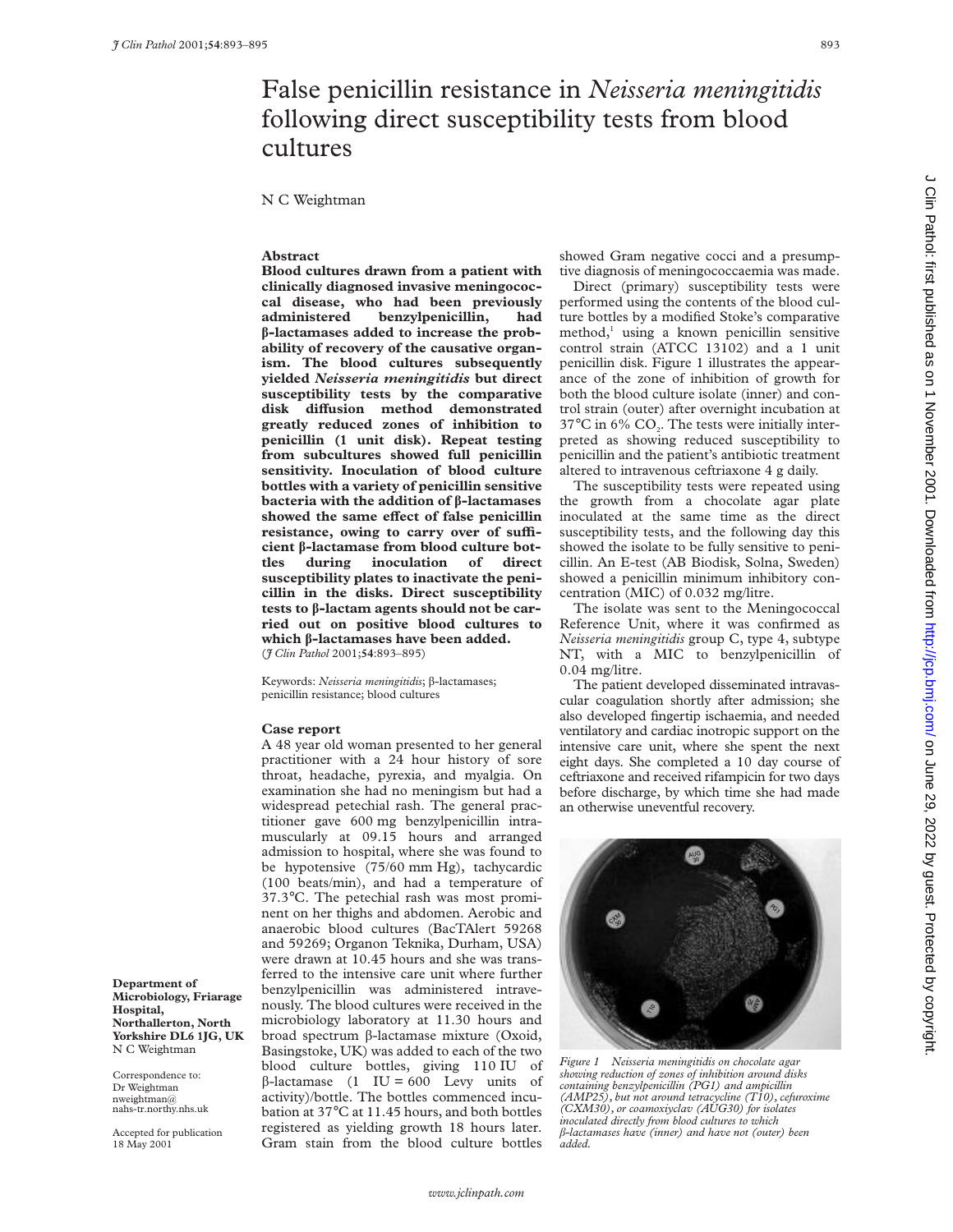# False penicillin resistance in *Neisseria meningitidis* following direct susceptibility tests from blood cultures

N C Weightman

Department of Microbiology, Friarage Hospital, Northallerton, North Yorkshire DL6 1JG, UK
N C Weightman

Correspondence to: Dr Weightman nweightman@nahs-tr.northy.nhs.uk

Accepted for publication 18 May 2001

## Abstract

**Blood cultures drawn from a patient with clinically diagnosed invasive meningococcal disease, who had been previously administered benzylpenicillin, had β-lactamases added to increase the probability of recovery of the causative organism. The blood cultures subsequently yielded *Neisseria meningitidis* but direct susceptibility tests by the comparative disk diffusion method demonstrated greatly reduced zones of inhibition to penicillin (1 unit disk). Repeat testing from subcultures showed full penicillin sensitivity. Inoculation of blood culture bottles with a variety of penicillin sensitive bacteria with the addition of β-lactamases showed the same effect of false penicillin resistance, owing to carry over of sufficient β-lactamase from blood culture bottles during inoculation of direct susceptibility plates to inactivate the penicillin in the disks. Direct susceptibility tests to β-lactam agents should not be carried out on positive blood cultures to which β-lactamases have been added.**
(*J Clin Pathol* 2001;**54**:893–895)

Keywords: *Neisseria meningitidis*; β-lactamases; penicillin resistance; blood cultures

## Case report

A 48 year old woman presented to her general practitioner with a 24 hour history of sore throat, headache, pyrexia, and myalgia. On examination she had no meningism but had a widespread petechial rash. The general practitioner gave 600 mg benzylpenicillin intramuscularly at 09.15 hours and arranged admission to hospital, where she was found to be hypotensive (75/60 mm Hg), tachycardic (100 beats/min), and had a temperature of 37.3°C. The petechial rash was most prominent on her thighs and abdomen. Aerobic and anaerobic blood cultures (BacTAlert 59268 and 59269; Organon Teknika, Durham, USA) were drawn at 10.45 hours and she was transferred to the intensive care unit where further benzylpenicillin was administered intravenously. The blood cultures were received in the microbiology laboratory at 11.30 hours and broad spectrum β-lactamase mixture (Oxoid, Basingstoke, UK) was added to each of the two blood culture bottles, giving 110 IU of β-lactamase (1 IU = 600 Levy units of activity)/bottle. The bottles commenced incubation at 37°C at 11.45 hours, and both bottles registered as yielding growth 18 hours later. Gram stain from the blood culture bottles showed Gram negative cocci and a presumptive diagnosis of meningococcaemia was made.

Direct (primary) susceptibility tests were performed using the contents of the blood culture bottles by a modified Stoke's comparative method,[1] using a known penicillin sensitive control strain (ATCC 13102) and a 1 unit penicillin disk. Figure 1 illustrates the appearance of the zone of inhibition of growth for both the blood culture isolate (inner) and control strain (outer) after overnight incubation at 37°C in 6% $CO_2$. The tests were initially interpreted as showing reduced susceptibility to penicillin and the patient's antibiotic treatment altered to intravenous ceftriaxone 4 g daily.

The susceptibility tests were repeated using the growth from a chocolate agar plate inoculated at the same time as the direct susceptibility tests, and the following day this showed the isolate to be fully sensitive to penicillin. An E-test (AB Biodisk, Solna, Sweden) showed a penicillin minimum inhibitory concentration (MIC) of 0.032 mg/litre.

The isolate was sent to the Meningococcal Reference Unit, where it was confirmed as *Neisseria meningitidis* group C, type 4, subtype NT, with a MIC to benzylpenicillin of 0.04 mg/litre.

The patient developed disseminated intravascular coagulation shortly after admission; she also developed fingertip ischaemia, and needed ventilatory and cardiac inotropic support on the intensive care unit, where she spent the next eight days. She completed a 10 day course of ceftriaxone and received rifampicin for two days before discharge, by which time she had made an otherwise uneventful recovery.

*Figure 1 Neisseria meningitidis on chocolate agar showing reduction of zones of inhibition around disks containing benzylpenicillin (PG1) and ampicillin (AMP25), but not around tetracycline (T10), cefuroxime (CXM30), or coamoxiclav (AUG30) for isolates inoculated directly from blood cultures to which β-lactamases have (inner) and have not (outer) been added.*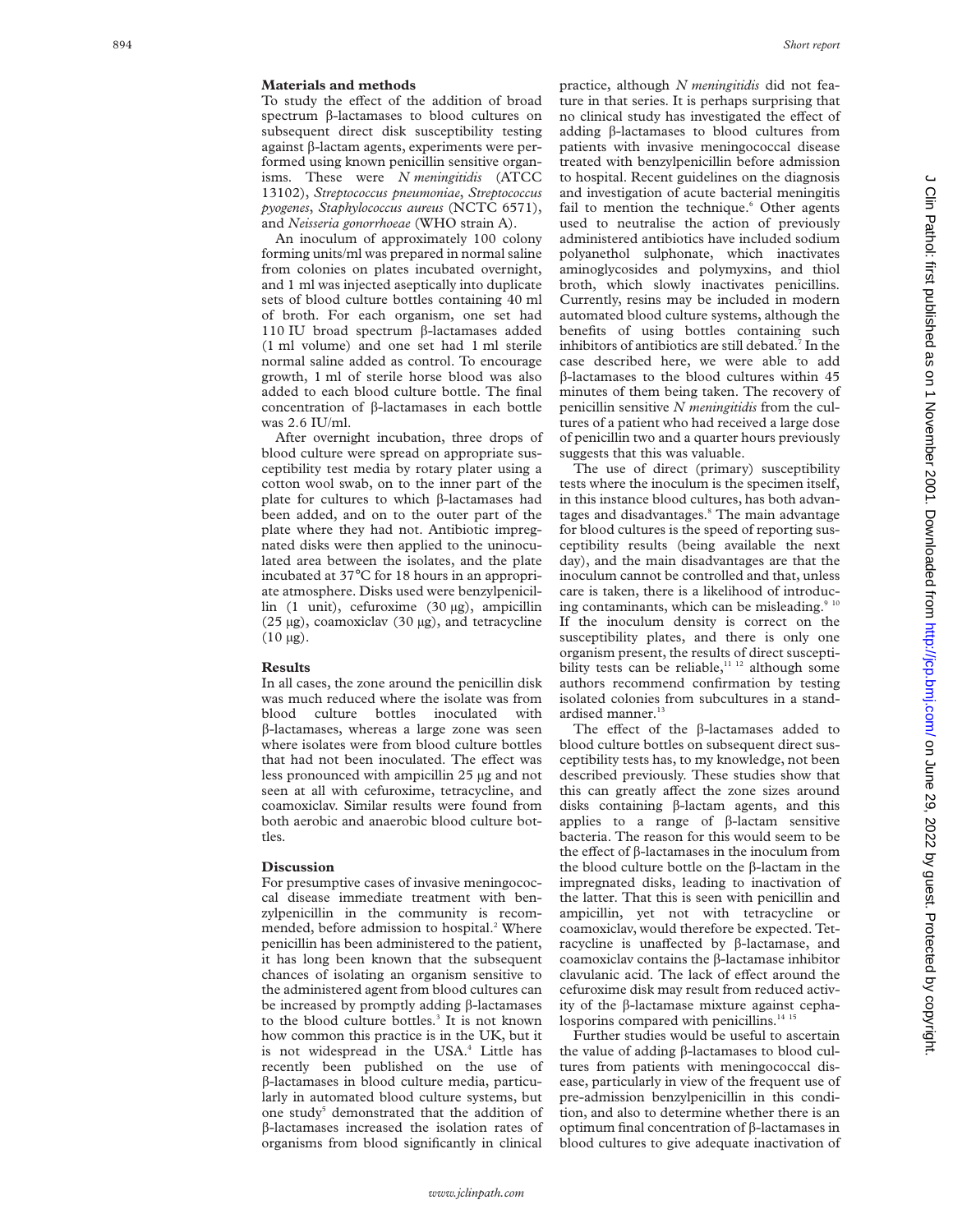## Materials and methods

To study the effect of the addition of broad spectrum β-lactamases to blood cultures on subsequent direct disk susceptibility testing against β-lactam agents, experiments were performed using known penicillin sensitive organisms. These were *N meningitidis* (ATCC 13102), *Streptococcus pneumoniae*, *Streptococcus pyogenes*, *Staphylococcus aureus* (NCTC 6571), and *Neisseria gonorrhoeae* (WHO strain A).

An inoculum of approximately 100 colony forming units/ml was prepared in normal saline from colonies on plates incubated overnight, and 1 ml was injected aseptically into duplicate sets of blood culture bottles containing 40 ml of broth. For each organism, one set had 110 IU broad spectrum β-lactamases added (1 ml volume) and one set had 1 ml sterile normal saline added as control. To encourage growth, 1 ml of sterile horse blood was also added to each blood culture bottle. The final concentration of β-lactamases in each bottle was 2.6 IU/ml.

After overnight incubation, three drops of blood culture were spread on appropriate susceptibility test media by rotary plater using a cotton wool swab, on to the inner part of the plate for cultures to which β-lactamases had been added, and on to the outer part of the plate where they had not. Antibiotic impregnated disks were then applied to the uninoculated area between the isolates, and the plate incubated at 37°C for 18 hours in an appropriate atmosphere. Disks used were benzylpenicillin (1 unit), cefuroxime (30 μg), ampicillin (25 μg), coamoxiclav (30 μg), and tetracycline (10 μg).

## Results

In all cases, the zone around the penicillin disk was much reduced where the isolate was from blood culture bottles inoculated with β-lactamases, whereas a large zone was seen where isolates were from blood culture bottles that had not been inoculated. The effect was less pronounced with ampicillin 25 μg and not seen at all with cefuroxime, tetracycline, and coamoxiclav. Similar results were found from both aerobic and anaerobic blood culture bottles.

## Discussion

For presumptive cases of invasive meningococcal disease immediate treatment with benzylpenicillin in the community is recommended, before admission to hospital.[2] Where penicillin has been administered to the patient, it has long been known that the subsequent chances of isolating an organism sensitive to the administered agent from blood cultures can be increased by promptly adding β-lactamases to the blood culture bottles.[3] It is not known how common this practice is in the UK, but it is not widespread in the USA.[4] Little has recently been published on the use of β-lactamases in blood culture media, particularly in automated blood culture systems, but one study[5] demonstrated that the addition of β-lactamases increased the isolation rates of organisms from blood significantly in clinical practice, although *N meningitidis* did not feature in that series. It is perhaps surprising that no clinical study has investigated the effect of adding β-lactamases to blood cultures from patients with invasive meningococcal disease treated with benzylpenicillin before admission to hospital. Recent guidelines on the diagnosis and investigation of acute bacterial meningitis fail to mention the technique.[6] Other agents used to neutralise the action of previously administered antibiotics have included sodium polyanethol sulphonate, which inactivates aminoglycosides and polymyxins, and thiol broth, which slowly inactivates penicillins. Currently, resins may be included in modern automated blood culture systems, although the benefits of using bottles containing such inhibitors of antibiotics are still debated.[7] In the case described here, we were able to add β-lactamases to the blood cultures within 45 minutes of them being taken. The recovery of penicillin sensitive *N meningitidis* from the cultures of a patient who had received a large dose of penicillin two and a quarter hours previously suggests that this was valuable.

The use of direct (primary) susceptibility tests where the inoculum is the specimen itself, in this instance blood cultures, has both advantages and disadvantages.[8] The main advantage for blood cultures is the speed of reporting susceptibility results (being available the next day), and the main disadvantages are that the inoculum cannot be controlled and that, unless care is taken, there is a likelihood of introducing contaminants, which can be misleading.[9,10] If the inoculum density is correct on the susceptibility plates, and there is only one organism present, the results of direct susceptibility tests can be reliable,[11,12] although some authors recommend confirmation by testing isolated colonies from subcultures in a standardised manner.[13]

The effect of the β-lactamases added to blood culture bottles on subsequent direct susceptibility tests has, to my knowledge, not been described previously. These studies show that this can greatly affect the zone sizes around disks containing β-lactam agents, and this applies to a range of β-lactam sensitive bacteria. The reason for this would seem to be the effect of β-lactamases in the inoculum from the blood culture bottle on the β-lactam in the impregnated disks, leading to inactivation of the latter. That this is seen with penicillin and ampicillin, yet not with tetracycline or coamoxiclav, would therefore be expected. Tetracycline is unaffected by β-lactamase, and coamoxiclav contains the β-lactamase inhibitor clavulanic acid. The lack of effect around the cefuroxime disk may result from reduced activity of the β-lactamase mixture against cephalosporins compared with penicillins.[14,15]

Further studies would be useful to ascertain the value of adding β-lactamases to blood cultures from patients with meningococcal disease, particularly in view of the frequent use of pre-admission benzylpenicillin in this condition, and also to determine whether there is an optimum final concentration of β-lactamases in blood cultures to give adequate inactivation of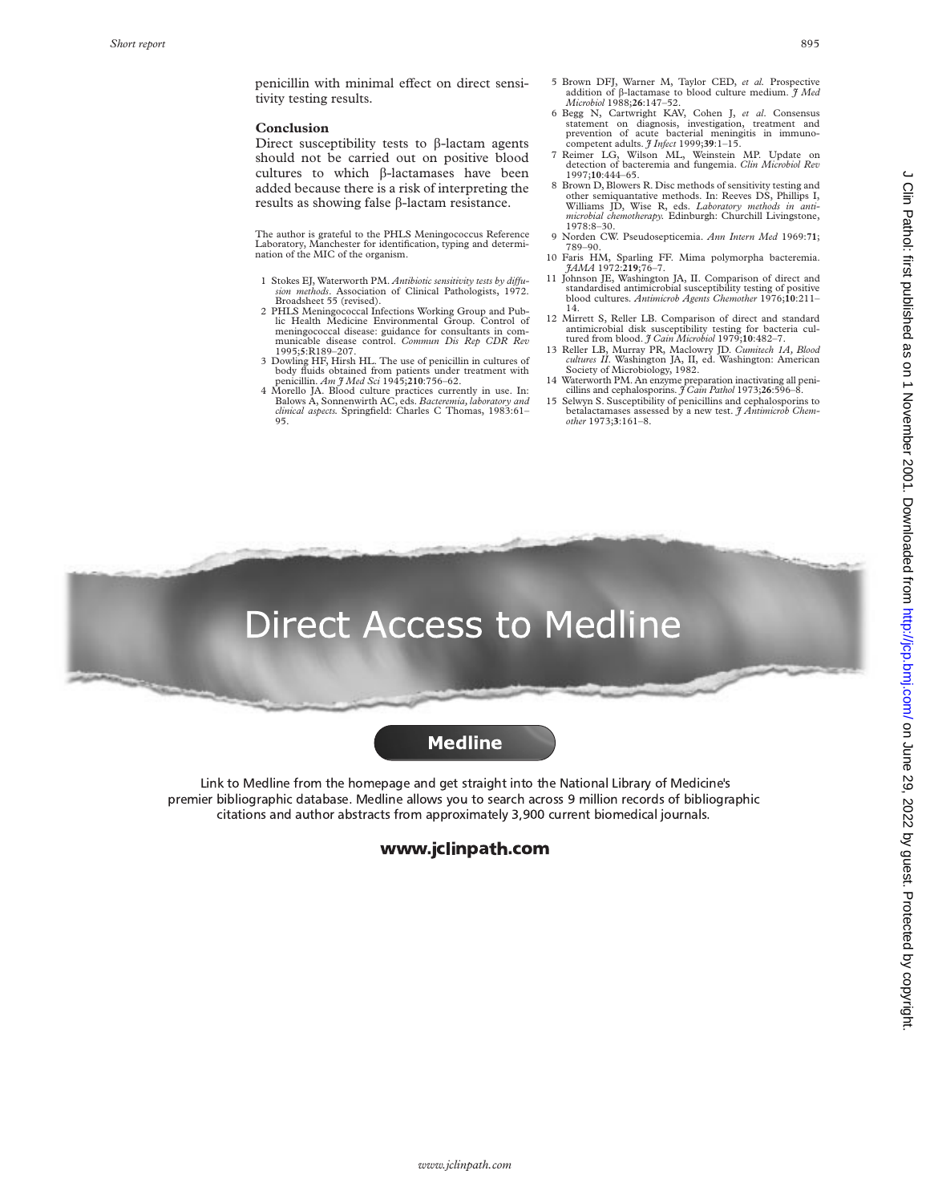penicillin with minimal effect on direct sensitivity testing results.

## Conclusion

Direct susceptibility tests to β-lactam agents should not be carried out on positive blood cultures to which β-lactamases have been added because there is a risk of interpreting the results as showing false β-lactam resistance.

The author is grateful to the PHLS Meningococcus Reference Laboratory, Manchester for identification, typing and determination of the MIC of the organism.

1. Stokes EJ, Waterworth PM. *Antibiotic sensitivity tests by diffusion methods*. Association of Clinical Pathologists, 1972. Broadsheet 55 (revised).
2. PHLS Meningococcal Infections Working Group and Public Health Medicine Environmental Group. Control of meningococcal disease: guidance for consultants in communicable disease control. *Commun Dis Rep CDR Rev* 1995;**5**:R189–207.
3. Dowling HF, Hirsh HL. The use of penicillin in cultures of body fluids obtained from patients under treatment with penicillin. *Am J Med Sci* 1945;**210**:756–62.
4. Morello JA. Blood culture practices currently in use. In: Balows A, Sonnenwirth AC, eds. *Bacteremia, laboratory and clinical aspects.* Springfield: Charles C Thomas, 1983:61–95.
5. Brown DFJ, Warner M, Taylor CED, *et al.* Prospective addition of β-lactamase to blood culture medium. *J Med Microbiol* 1988;**26**:147–52.
6. Begg N, Cartwright KAV, Cohen J, *et al.* Consensus statement on diagnosis, investigation, treatment and prevention of acute bacterial meningitis in immunocompetent adults. *J Infect* 1999;**39**:1–15.
7. Reimer LG, Wilson ML, Weinstein MP. Update on detection of bacteremia and fungemia. *Clin Microbiol Rev* 1997;**10**:444–65.
8. Brown D, Blowers R. Disc methods of sensitivity testing and other semiquantative methods. In: Reeves DS, Phillips I, Williams JD, Wise R, eds. *Laboratory methods in antimicrobial chemotherapy.* Edinburgh: Churchill Livingstone, 1978:8–30.
9. Norden CW. Pseudosepticemia. *Ann Intern Med* 1969:**71**; 789–90.
10. Faris HM, Sparling FF. Mima polymorpha bacteremia. *JAMA* 1972:**219**;76–7.
11. Johnson JE, Washington JA, II. Comparison of direct and standardised antimicrobial susceptibility testing of positive blood cultures. *Antimicrob Agents Chemother* 1976;**10**:211–14.
12. Mirrett S, Reller LB. Comparison of direct and standard antimicrobial disk susceptibility testing for bacteria cultured from blood. *J Cain Microbiol* 1979;**10**:482–7.
13. Reller LB, Murray PR, Maclowry JD. *Cumitech 1A, Blood cultures II.* Washington JA, II, ed. Washington: American Society of Microbiology, 1982.
14. Waterworth PM. An enzyme preparation inactivating all penicillins and cephalosporins. *J Cain Pathol* 1973;**26**:596–8.
15. Selwyn S. Susceptibility of penicillins and cephalosporins to betalactamases assessed by a new test. *J Antimicrob Chemother* 1973;**3**:161–8.

Direct Access to Medline

**Medline**

Link to Medline from the homepage and get straight into the National Library of Medicine's premier bibliographic database. Medline allows you to search across 9 million records of bibliographic citations and author abstracts from approximately 3,900 current biomedical journals.

**www.jclinpath.com**